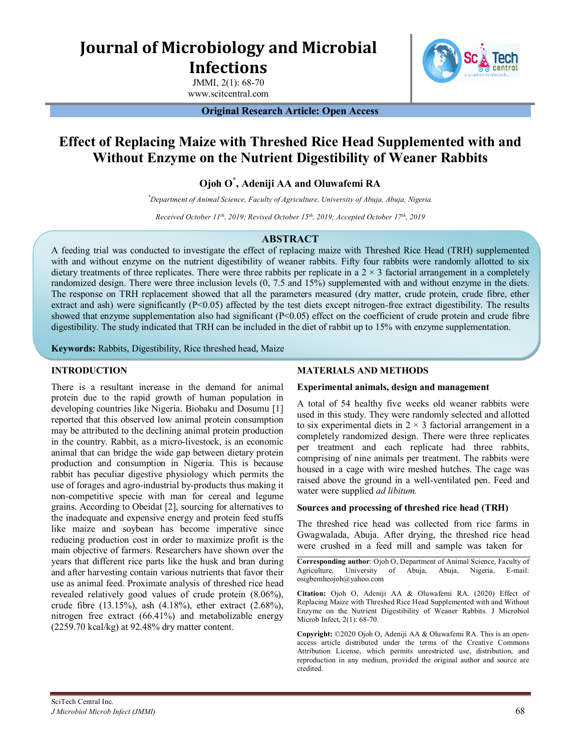# Journal of Microbiology and Microbial Infections

Original Research Article: Open Access

# Effect of Replacing Maize with Threshed Rice Head Supplemented with and Without Enzyme on the Nutrient Digestibility of Weaner Rabbits

**Ojoh O*, Adeniji AA and Oluwafemi RA**

*Department of Animal Science, Faculty of Agriculture, University of Abuja, Abuja, Nigeria.

*Received October 11th, 2019; Revised October 15th, 2019; Accepted October 17th, 2019*

## ABSTRACT

A feeding trial was conducted to investigate the effect of replacing maize with Threshed Rice Head (TRH) supplemented with and without enzyme on the nutrient digestibility of weaner rabbits. Fifty four rabbits were randomly allotted to six dietary treatments of three replicates. There were three rabbits per replicate in a 2 × 3 factorial arrangement in a completely randomized design. There were three inclusion levels (0, 7.5 and 15%) supplemented with and without enzyme in the diets. The response on TRH replacement showed that all the parameters measured (dry matter, crude protein, crude fibre, ether extract and ash) were significantly ($P<0.05$) affected by the test diets except nitrogen-free extract digestibility. The results showed that enzyme supplementation also had significant ($P<0.05$) effect on the coefficient of crude protein and crude fibre digestibility. The study indicated that TRH can be included in the diet of rabbit up to 15% with enzyme supplementation.

**Keywords:** Rabbits, Digestibility, Rice threshed head, Maize

## INTRODUCTION

There is a resultant increase in the demand for animal protein due to the rapid growth of human population in developing countries like Nigeria. Biobaku and Dosumu [1] reported that this observed low animal protein consumption may be attributed to the declining animal protein production in the country. Rabbit, as a micro-livestock, is an economic animal that can bridge the wide gap between dietary protein production and consumption in Nigeria. This is because rabbit has peculiar digestive physiology which permits the use of forages and agro-industrial by-products thus making it non-competitive specie with man for cereal and legume grains. According to Obeidat [2], sourcing for alternatives to the inadequate and expensive energy and protein feed stuffs like maize and soybean has become imperative since reducing production cost in order to maximize profit is the main objective of farmers. Researchers have shown over the years that different rice parts like the husk and bran during and after harvesting contain various nutrients that favor their use as animal feed. Proximate analysis of threshed rice head revealed relatively good values of crude protein (8.06%), crude fibre (13.15%), ash (4.18%), ether extract (2.68%), nitrogen free extract (66.41%) and metabolizable energy (2259.70 kcal/kg) at 92.48% dry matter content.

## MATERIALS AND METHODS

### Experimental animals, design and management

A total of 54 healthy five weeks old weaner rabbits were used in this study. They were randomly selected and allotted to six experimental diets in 2 × 3 factorial arrangement in a completely randomized design. There were three replicates per treatment and each replicate had three rabbits, comprising of nine animals per treatment. The rabbits were housed in a cage with wire meshed hutches. The cage was raised above the ground in a well-ventilated pen. Feed and water were supplied *ad libitum.*

### Sources and processing of threshed rice head (TRH)

The threshed rice head was collected from rice farms in Gwagwalada, Abuja. After drying, the threshed rice head were crushed in a feed mill and sample was taken for

**Corresponding author**: Ojoh O, Department of Animal Science, Faculty of Agriculture, University of Abuja, Abuja, Nigeria, E-mail: osigbemheojoh@yahoo.com

**Citation:** Ojoh O, Adeniji AA & Oluwafemi RA. (2020) Effect of Replacing Maize with Threshed Rice Head Supplemented with and Without Enzyme on the Nutrient Digestibility of Weaner Rabbits. J Microbiol Microb Infect, 2(1): 68-70.

**Copyright:** ©2020 Ojoh O, Adeniji AA & Oluwafemi RA. This is an open-access article distributed under the terms of the Creative Commons Attribution License, which permits unrestricted use, distribution, and reproduction in any medium, provided the original author and source are credited.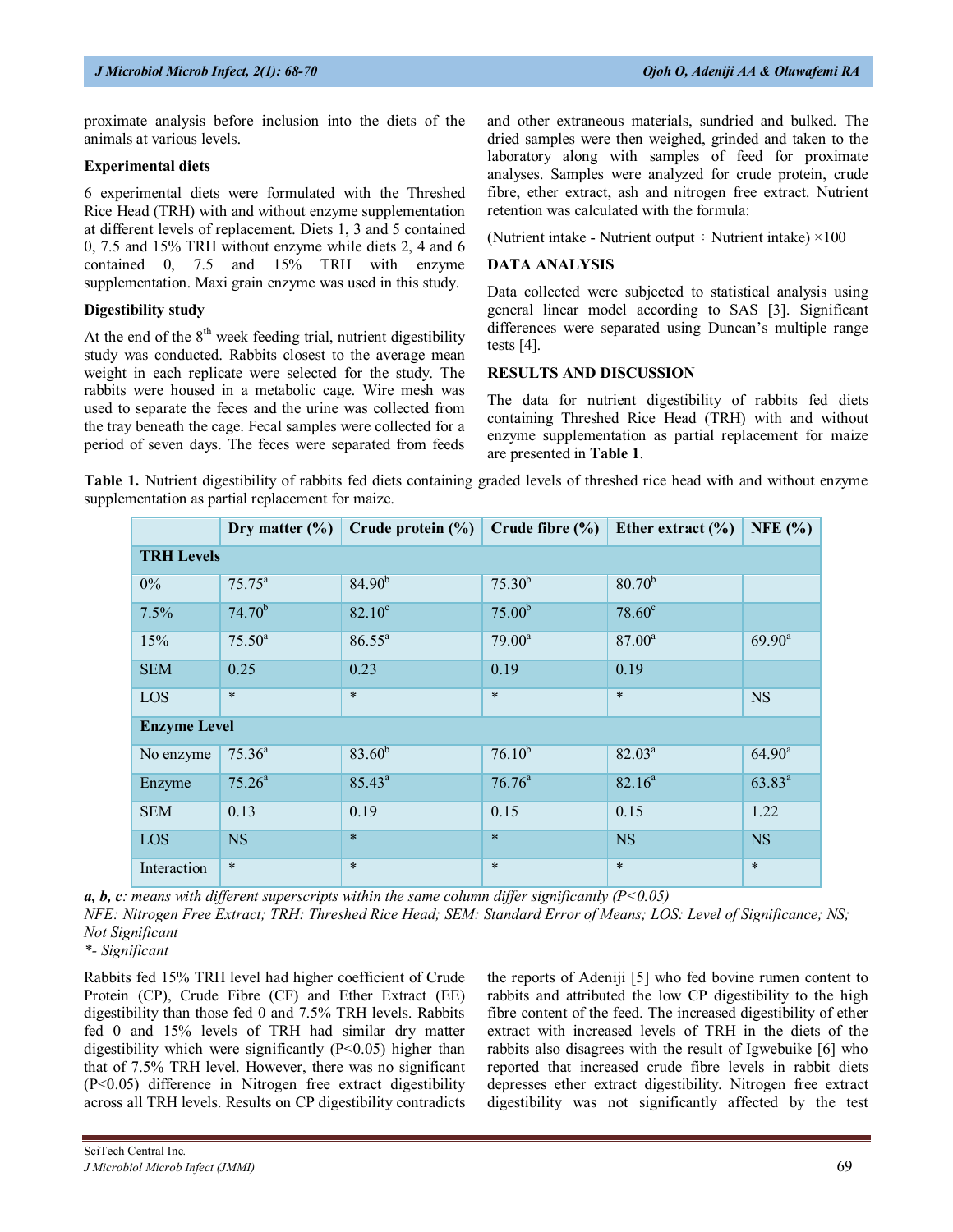proximate analysis before inclusion into the diets of the animals at various levels.

### Experimental diets

6 experimental diets were formulated with the Threshed Rice Head (TRH) with and without enzyme supplementation at different levels of replacement. Diets 1, 3 and 5 contained 0, 7.5 and 15% TRH without enzyme while diets 2, 4 and 6 contained 0, 7.5 and 15% TRH with enzyme supplementation. Maxi grain enzyme was used in this study.

### Digestibility study

At the end of the 8th week feeding trial, nutrient digestibility study was conducted. Rabbits closest to the average mean weight in each replicate were selected for the study. The rabbits were housed in a metabolic cage. Wire mesh was used to separate the feces and the urine was collected from the tray beneath the cage. Fecal samples were collected for a period of seven days. The feces were separated from feeds and other extraneous materials, sundried and bulked. The dried samples were then weighed, grinded and taken to the laboratory along with samples of feed for proximate analyses. Samples were analyzed for crude protein, crude fibre, ether extract, ash and nitrogen free extract. Nutrient retention was calculated with the formula:

(Nutrient intake - Nutrient output ÷ Nutrient intake) ×100

## DATA ANALYSIS

Data collected were subjected to statistical analysis using general linear model according to SAS [3]. Significant differences were separated using Duncan's multiple range tests [4].

## RESULTS AND DISCUSSION

The data for nutrient digestibility of rabbits fed diets containing Threshed Rice Head (TRH) with and without enzyme supplementation as partial replacement for maize are presented in **Table 1**.

**Table 1.** Nutrient digestibility of rabbits fed diets containing graded levels of threshed rice head with and without enzyme supplementation as partial replacement for maize.

| | Dry matter (%) | Crude protein (%) | Crude fibre (%) | Ether extract (%) | NFE (%) |
|---|---|---|---|---|---|
| **TRH Levels** | | | | | |
| 0% | 75.75$^a$ | 84.90$^b$ | 75.30$^b$ | 80.70$^b$ | |
| 7.5% | 74.70$^b$ | 82.10$^c$ | 75.00$^b$ | 78.60$^c$ | |
| 15% | 75.50$^a$ | 86.55$^a$ | 79.00$^a$ | 87.00$^a$ | 69.90$^a$ |
| SEM | 0.25 | 0.23 | 0.19 | 0.19 | |
| LOS | * | * | * | * | NS |
| **Enzyme Level** | | | | | |
| No enzyme | 75.36$^a$ | 83.60$^b$ | 76.10$^b$ | 82.03$^a$ | 64.90$^a$ |
| Enzyme | 75.26$^a$ | 85.43$^a$ | 76.76$^a$ | 82.16$^a$ | 63.83$^a$ |
| SEM | 0.13 | 0.19 | 0.15 | 0.15 | 1.22 |
| LOS | NS | * | * | NS | NS |
| Interaction | * | * | * | * | * |

***a, b, c**: means with different superscripts within the same column differ significantly (P<0.05)*
*NFE: Nitrogen Free Extract; TRH: Threshed Rice Head; SEM: Standard Error of Means; LOS: Level of Significance; NS; Not Significant*
*\*- Significant*

Rabbits fed 15% TRH level had higher coefficient of Crude Protein (CP), Crude Fibre (CF) and Ether Extract (EE) digestibility than those fed 0 and 7.5% TRH levels. Rabbits fed 0 and 15% levels of TRH had similar dry matter digestibility which were significantly (P<0.05) higher than that of 7.5% TRH level. However, there was no significant (P<0.05) difference in Nitrogen free extract digestibility across all TRH levels. Results on CP digestibility contradicts the reports of Adeniji [5] who fed bovine rumen content to rabbits and attributed the low CP digestibility to the high fibre content of the feed. The increased digestibility of ether extract with increased levels of TRH in the diets of the rabbits also disagrees with the result of Igwebuike [6] who reported that increased crude fibre levels in rabbit diets depresses ether extract digestibility. Nitrogen free extract digestibility was not significantly affected by the test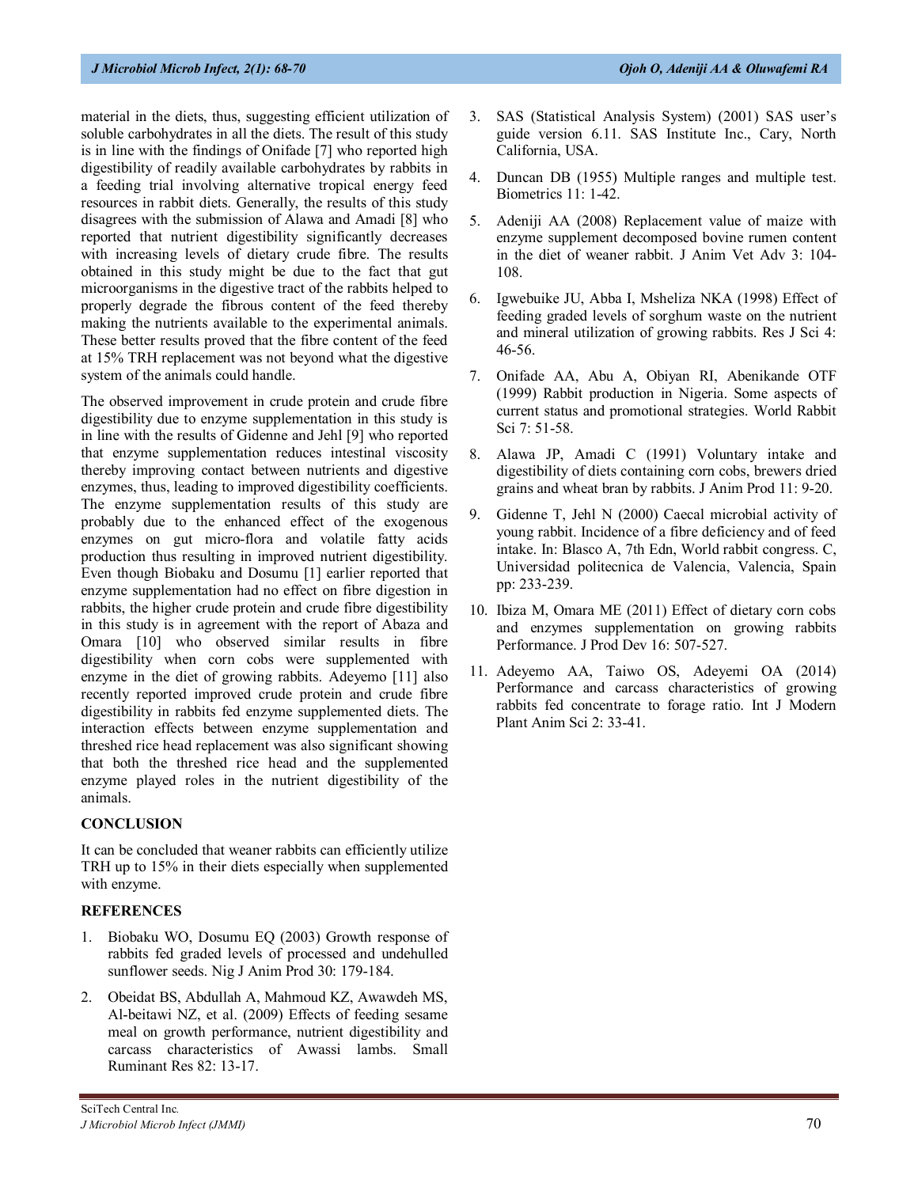material in the diets, thus, suggesting efficient utilization of soluble carbohydrates in all the diets. The result of this study is in line with the findings of Onifade [7] who reported high digestibility of readily available carbohydrates by rabbits in a feeding trial involving alternative tropical energy feed resources in rabbit diets. Generally, the results of this study disagrees with the submission of Alawa and Amadi [8] who reported that nutrient digestibility significantly decreases with increasing levels of dietary crude fibre. The results obtained in this study might be due to the fact that gut microorganisms in the digestive tract of the rabbits helped to properly degrade the fibrous content of the feed thereby making the nutrients available to the experimental animals. These better results proved that the fibre content of the feed at 15% TRH replacement was not beyond what the digestive system of the animals could handle.

The observed improvement in crude protein and crude fibre digestibility due to enzyme supplementation in this study is in line with the results of Gidenne and Jehl [9] who reported that enzyme supplementation reduces intestinal viscosity thereby improving contact between nutrients and digestive enzymes, thus, leading to improved digestibility coefficients. The enzyme supplementation results of this study are probably due to the enhanced effect of the exogenous enzymes on gut micro-flora and volatile fatty acids production thus resulting in improved nutrient digestibility. Even though Biobaku and Dosumu [1] earlier reported that enzyme supplementation had no effect on fibre digestion in rabbits, the higher crude protein and crude fibre digestibility in this study is in agreement with the report of Abaza and Omara [10] who observed similar results in fibre digestibility when corn cobs were supplemented with enzyme in the diet of growing rabbits. Adeyemo [11] also recently reported improved crude protein and crude fibre digestibility in rabbits fed enzyme supplemented diets. The interaction effects between enzyme supplementation and threshed rice head replacement was also significant showing that both the threshed rice head and the supplemented enzyme played roles in the nutrient digestibility of the animals.

## CONCLUSION

It can be concluded that weaner rabbits can efficiently utilize TRH up to 15% in their diets especially when supplemented with enzyme.

## REFERENCES

1. Biobaku WO, Dosumu EQ (2003) Growth response of rabbits fed graded levels of processed and undehulled sunflower seeds. Nig J Anim Prod 30: 179-184.
2. Obeidat BS, Abdullah A, Mahmoud KZ, Awawdeh MS, Al-beitawi NZ, et al. (2009) Effects of feeding sesame meal on growth performance, nutrient digestibility and carcass characteristics of Awassi lambs. Small Ruminant Res 82: 13-17.
3. SAS (Statistical Analysis System) (2001) SAS user's guide version 6.11. SAS Institute Inc., Cary, North California, USA.
4. Duncan DB (1955) Multiple ranges and multiple test. Biometrics 11: 1-42.
5. Adeniji AA (2008) Replacement value of maize with enzyme supplement decomposed bovine rumen content in the diet of weaner rabbit. J Anim Vet Adv 3: 104-108.
6. Igwebuike JU, Abba I, Msheliza NKA (1998) Effect of feeding graded levels of sorghum waste on the nutrient and mineral utilization of growing rabbits. Res J Sci 4: 46-56.
7. Onifade AA, Abu A, Obiyan RI, Abenikande OTF (1999) Rabbit production in Nigeria. Some aspects of current status and promotional strategies. World Rabbit Sci 7: 51-58.
8. Alawa JP, Amadi C (1991) Voluntary intake and digestibility of diets containing corn cobs, brewers dried grains and wheat bran by rabbits. J Anim Prod 11: 9-20.
9. Gidenne T, Jehl N (2000) Caecal microbial activity of young rabbit. Incidence of a fibre deficiency and of feed intake. In: Blasco A, 7th Edn, World rabbit congress. C, Universidad politecnica de Valencia, Valencia, Spain pp: 233-239.
10. Ibiza M, Omara ME (2011) Effect of dietary corn cobs and enzymes supplementation on growing rabbits Performance. J Prod Dev 16: 507-527.
11. Adeyemo AA, Taiwo OS, Adeyemi OA (2014) Performance and carcass characteristics of growing rabbits fed concentrate to forage ratio. Int J Modern Plant Anim Sci 2: 33-41.